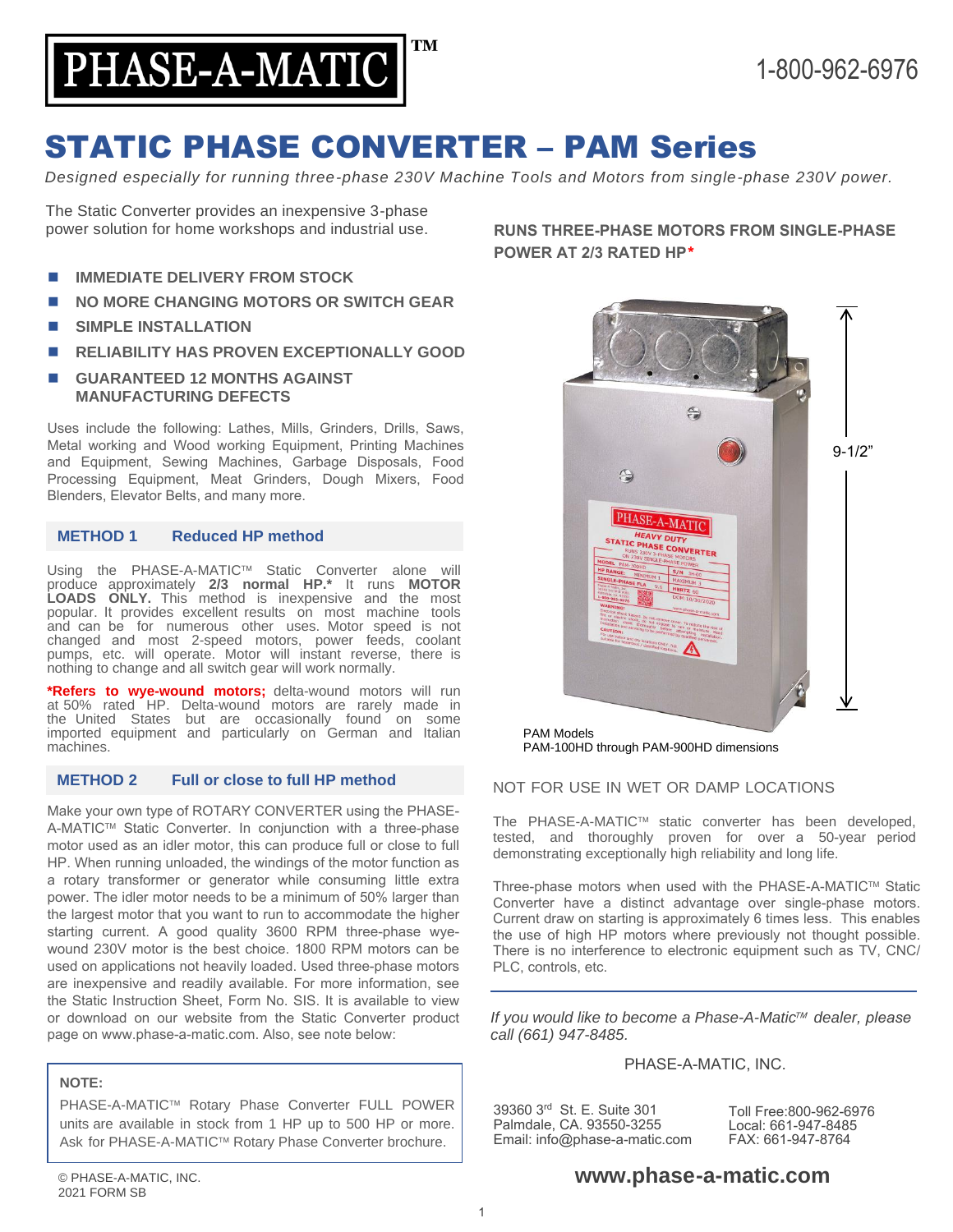# PHASE-A-MATIC™

1-800-962-6976

# STATIC PHASE CONVERTER – PAM Series

*Designed especially for running three-phase 230V Machine Tools and Motors from single-phase 230V power.*

The Static Converter provides an inexpensive 3-phase power solution for home workshops and industrial use.

- **IMMEDIATE DELIVERY FROM STOCK**
- **NO MORE CHANGING MOTORS OR SWITCH GEAR**
- **SIMPLE INSTALLATION**
- **RELIABILITY HAS PROVEN EXCEPTIONALLY GOOD**
- **GUARANTEED 12 MONTHS AGAINST MANUFACTURING DEFECTS**

Uses include the following: Lathes, Mills, Grinders, Drills, Saws, Metal working and Wood working Equipment, Printing Machines and Equipment, Sewing Machines, Garbage Disposals, Food Processing Equipment, Meat Grinders, Dough Mixers, Food Blenders, Elevator Belts, and many more.

## METHOD 1 Reduced HP method

Using the PHASE-A-MATIC™ Static Converter alone will produce approximately **2/3 normal HP.*** It runs **MOTOR LOADS ONLY.** This method is inexpensive and the most popular. It provides excellent results on most machine tools and can be used for numerous other uses. Motor speed is not changed and most 2-speed motors, power feeds, coolant pumps, etc. will operate. Motor will instant reverse, there is nothing to change and all switch gear will work normally.

**\*Refers to wye-wound motors;** delta-wound motors will run at 50% rated HP. Delta-wound motors are rarely made in the United States but are occasionally found on some imported equipment and particularly on German and Italian machines.

## METHOD 2 Full or close to full HP method

Make your own type of ROTARY CONVERTER using the PHASE-A-MATIC™ Static Converter. In conjunction with a three-phase motor used as an idler motor, this can produce full or close to full HP. When running unloaded, the windings of the motor function as a rotary transformer or generator while consuming little extra power. The idler motor needs to be a minimum of 50% larger than the largest motor that you want to run to accommodate the higher starting current. A good quality 3600 RPM three-phase wye-wound 230V motor is the best choice. 1800 RPM motors can be used on applications not heavily loaded. Used three-phase motors are inexpensive and readily available. For more information, see the Static Instruction Sheet, Form No. SIS. It is available to view or download on our website from the Static Converter product page on www.phase-a-matic.com. Also, see note below:

> **NOTE:**
>
> PHASE-A-MATIC™ Rotary Phase Converter FULL POWER units are available in stock from 1 HP up to 500 HP or more. Ask for PHASE-A-MATIC™ Rotary Phase Converter brochure.

© PHASE-A-MATIC, INC.
2021 FORM SB

**RUNS THREE-PHASE MOTORS FROM SINGLE-PHASE POWER AT 2/3 RATED HP***

9-1/2"

PAM Models
PAM-100HD through PAM-900HD dimensions

NOT FOR USE IN WET OR DAMP LOCATIONS

The PHASE-A-MATIC™ static converter has been developed, tested, and thoroughly proven for over a 50-year period demonstrating exceptionally high reliability and long life.

Three-phase motors when used with the PHASE-A-MATIC™ Static Converter have a distinct advantage over single-phase motors. Current draw on starting is approximately 6 times less. This enables the use of high HP motors where previously not thought possible. There is no interference to electronic equipment such as TV, CNC/PLC, controls, etc.

*If you would like to become a Phase-A-Matic™ dealer, please call (661) 947-8485.*

PHASE-A-MATIC, INC.

39360 3rd St. E. Suite 301
Palmdale, CA. 93550-3255
Email: info@phase-a-matic.com

Toll Free:800-962-6976
Local: 661-947-8485
FAX: 661-947-8764

**www.phase-a-matic.com**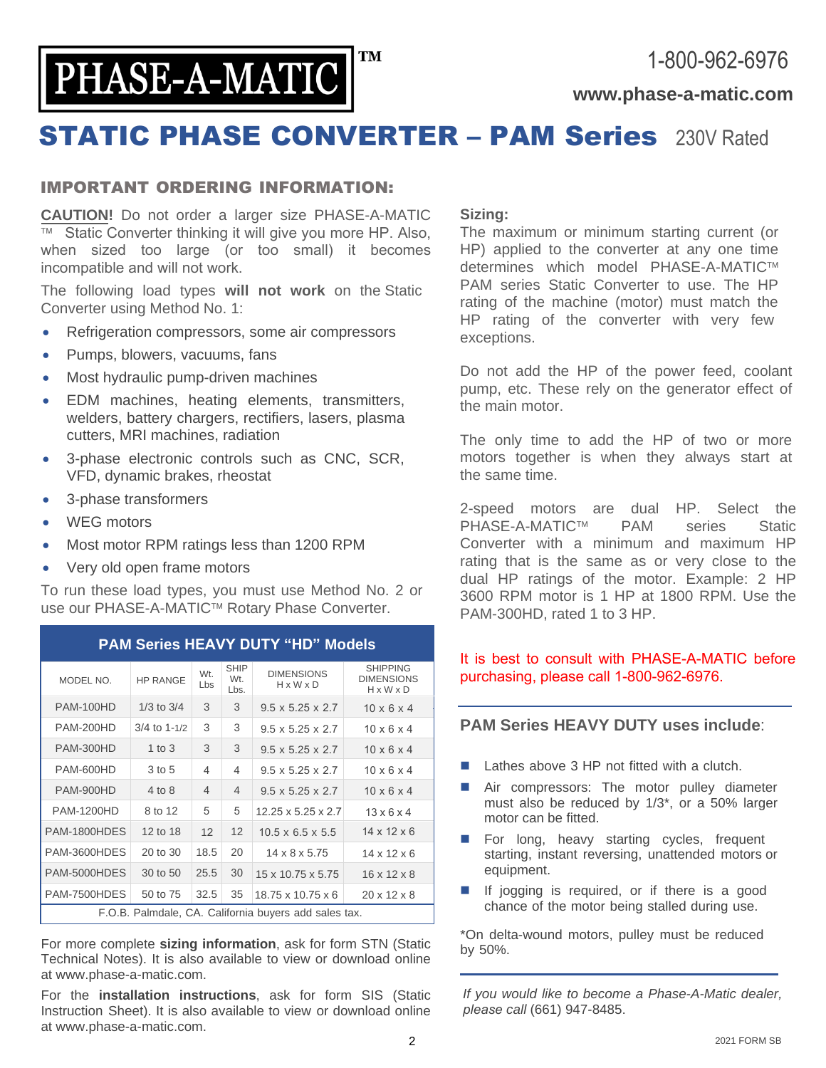PHASE-A-MATIC™

1-800-962-6976

www.phase-a-matic.com

# STATIC PHASE CONVERTER – PAM Series 230V Rated

## IMPORTANT ORDERING INFORMATION:

**CAUTION!** Do not order a larger size PHASE-A-MATIC™ Static Converter thinking it will give you more HP. Also, when sized too large (or too small) it becomes incompatible and will not work.

The following load types **will not work** on the Static Converter using Method No. 1:

- Refrigeration compressors, some air compressors
- Pumps, blowers, vacuums, fans
- Most hydraulic pump-driven machines
- EDM machines, heating elements, transmitters, welders, battery chargers, rectifiers, lasers, plasma cutters, MRI machines, radiation
- 3-phase electronic controls such as CNC, SCR, VFD, dynamic brakes, rheostat
- 3-phase transformers
- WEG motors
- Most motor RPM ratings less than 1200 RPM
- Very old open frame motors

To run these load types, you must use Method No. 2 or use our PHASE-A-MATIC™ Rotary Phase Converter.

**PAM Series HEAVY DUTY "HD" Models**

| MODEL NO. | HP RANGE | Wt. Lbs | SHIP Wt. Lbs. | DIMENSIONS H x W x D | SHIPPING DIMENSIONS H x W x D |
|---|---|---|---|---|---|
| PAM-100HD | 1/3 to 3/4 | 3 | 3 | 9.5 x 5.25 x 2.7 | 10 x 6 x 4 |
| PAM-200HD | 3/4 to 1-1/2 | 3 | 3 | 9.5 x 5.25 x 2.7 | 10 x 6 x 4 |
| PAM-300HD | 1 to 3 | 3 | 3 | 9.5 x 5.25 x 2.7 | 10 x 6 x 4 |
| PAM-600HD | 3 to 5 | 4 | 4 | 9.5 x 5.25 x 2.7 | 10 x 6 x 4 |
| PAM-900HD | 4 to 8 | 4 | 4 | 9.5 x 5.25 x 2.7 | 10 x 6 x 4 |
| PAM-1200HD | 8 to 12 | 5 | 5 | 12.25 x 5.25 x 2.7 | 13 x 6 x 4 |
| PAM-1800HDES | 12 to 18 | 12 | 12 | 10.5 x 6.5 x 5.5 | 14 x 12 x 6 |
| PAM-3600HDES | 20 to 30 | 18.5 | 20 | 14 x 8 x 5.75 | 14 x 12 x 6 |
| PAM-5000HDES | 30 to 50 | 25.5 | 30 | 15 x 10.75 x 5.75 | 16 x 12 x 8 |
| PAM-7500HDES | 50 to 75 | 32.5 | 35 | 18.75 x 10.75 x 6 | 20 x 12 x 8 |

F.O.B. Palmdale, CA. California buyers add sales tax.

For more complete **sizing information**, ask for form STN (Static Technical Notes). It is also available to view or download online at www.phase-a-matic.com.

For the **installation instructions**, ask for form SIS (Static Instruction Sheet). It is also available to view or download online at www.phase-a-matic.com.

**Sizing:**

The maximum or minimum starting current (or HP) applied to the converter at any one time determines which model PHASE-A-MATIC™ PAM series Static Converter to use. The HP rating of the machine (motor) must match the HP rating of the converter with very few exceptions.

Do not add the HP of the power feed, coolant pump, etc. These rely on the generator effect of the main motor.

The only time to add the HP of two or more motors together is when they always start at the same time.

2-speed motors are dual HP. Select the PHASE-A-MATIC™ PAM series Static Converter with a minimum and maximum HP rating that is the same as or very close to the dual HP ratings of the motor. Example: 2 HP 3600 RPM motor is 1 HP at 1800 RPM. Use the PAM-300HD, rated 1 to 3 HP.

It is best to consult with PHASE-A-MATIC before purchasing, please call 1-800-962-6976.

### PAM Series HEAVY DUTY uses include:

- Lathes above 3 HP not fitted with a clutch.
- Air compressors: The motor pulley diameter must also be reduced by 1/3*, or a 50% larger motor can be fitted.
- For long, heavy starting cycles, frequent starting, instant reversing, unattended motors or equipment.
- If jogging is required, or if there is a good chance of the motor being stalled during use.

*On delta-wound motors, pulley must be reduced by 50%.

*If you would like to become a Phase-A-Matic dealer, please call* (661) 947-8485.

2021 FORM SB